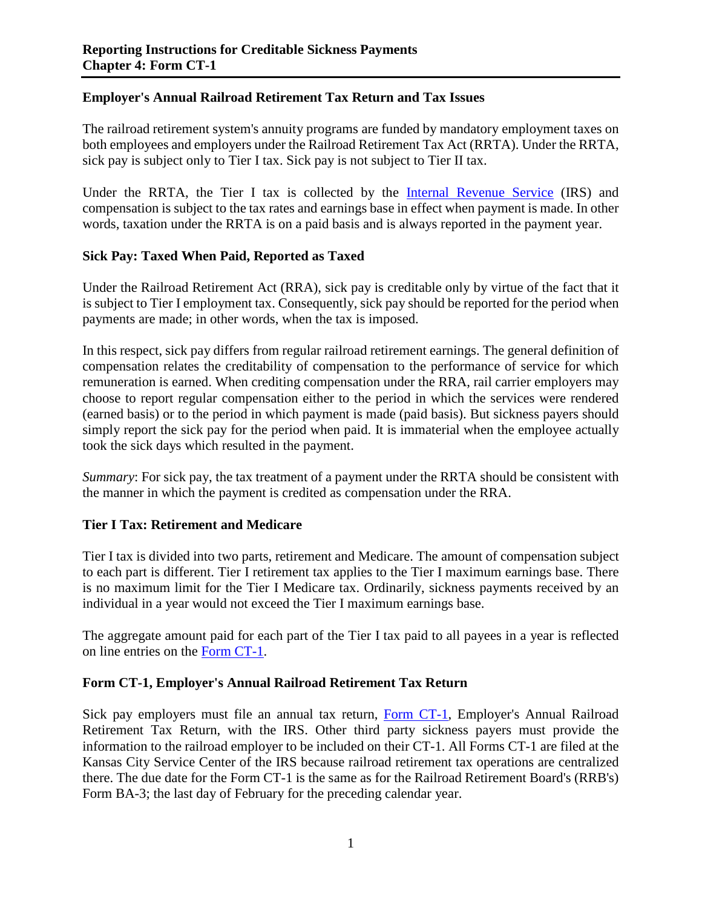# Reporting Instructions for Creditable Sickness Payments
# Chapter 4: Form CT-1

## Employer's Annual Railroad Retirement Tax Return and Tax Issues

The railroad retirement system's annuity programs are funded by mandatory employment taxes on both employees and employers under the Railroad Retirement Tax Act (RRTA). Under the RRTA, sick pay is subject only to Tier I tax. Sick pay is not subject to Tier II tax.

Under the RRTA, the Tier I tax is collected by the Internal Revenue Service (IRS) and compensation is subject to the tax rates and earnings base in effect when payment is made. In other words, taxation under the RRTA is on a paid basis and is always reported in the payment year.

## Sick Pay: Taxed When Paid, Reported as Taxed

Under the Railroad Retirement Act (RRA), sick pay is creditable only by virtue of the fact that it is subject to Tier I employment tax. Consequently, sick pay should be reported for the period when payments are made; in other words, when the tax is imposed.

In this respect, sick pay differs from regular railroad retirement earnings. The general definition of compensation relates the creditability of compensation to the performance of service for which remuneration is earned. When crediting compensation under the RRA, rail carrier employers may choose to report regular compensation either to the period in which the services were rendered (earned basis) or to the period in which payment is made (paid basis). But sickness payers should simply report the sick pay for the period when paid. It is immaterial when the employee actually took the sick days which resulted in the payment.

*Summary*: For sick pay, the tax treatment of a payment under the RRTA should be consistent with the manner in which the payment is credited as compensation under the RRA.

## Tier I Tax: Retirement and Medicare

Tier I tax is divided into two parts, retirement and Medicare. The amount of compensation subject to each part is different. Tier I retirement tax applies to the Tier I maximum earnings base. There is no maximum limit for the Tier I Medicare tax. Ordinarily, sickness payments received by an individual in a year would not exceed the Tier I maximum earnings base.

The aggregate amount paid for each part of the Tier I tax paid to all payees in a year is reflected on line entries on the Form CT-1.

## Form CT-1, Employer's Annual Railroad Retirement Tax Return

Sick pay employers must file an annual tax return, Form CT-1, Employer's Annual Railroad Retirement Tax Return, with the IRS. Other third party sickness payers must provide the information to the railroad employer to be included on their CT-1. All Forms CT-1 are filed at the Kansas City Service Center of the IRS because railroad retirement tax operations are centralized there. The due date for the Form CT-1 is the same as for the Railroad Retirement Board's (RRB's) Form BA-3; the last day of February for the preceding calendar year.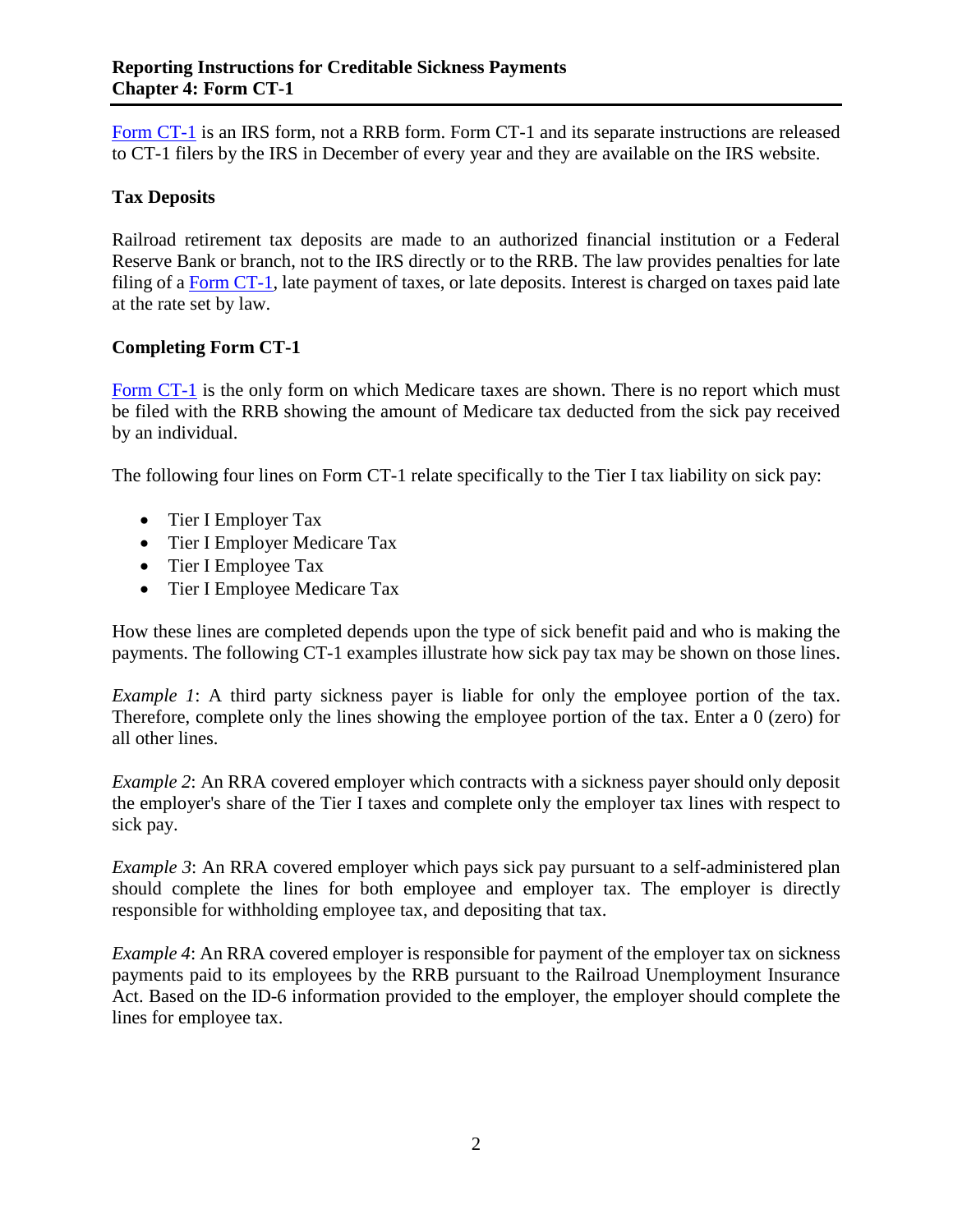**Reporting Instructions for Creditable Sickness Payments**
**Chapter 4: Form CT-1**

Form CT-1 is an IRS form, not a RRB form. Form CT-1 and its separate instructions are released to CT-1 filers by the IRS in December of every year and they are available on the IRS website.

### Tax Deposits

Railroad retirement tax deposits are made to an authorized financial institution or a Federal Reserve Bank or branch, not to the IRS directly or to the RRB. The law provides penalties for late filing of a Form CT-1, late payment of taxes, or late deposits. Interest is charged on taxes paid late at the rate set by law.

### Completing Form CT-1

Form CT-1 is the only form on which Medicare taxes are shown. There is no report which must be filed with the RRB showing the amount of Medicare tax deducted from the sick pay received by an individual.

The following four lines on Form CT-1 relate specifically to the Tier I tax liability on sick pay:

- Tier I Employer Tax
- Tier I Employer Medicare Tax
- Tier I Employee Tax
- Tier I Employee Medicare Tax

How these lines are completed depends upon the type of sick benefit paid and who is making the payments. The following CT-1 examples illustrate how sick pay tax may be shown on those lines.

*Example 1*: A third party sickness payer is liable for only the employee portion of the tax. Therefore, complete only the lines showing the employee portion of the tax. Enter a 0 (zero) for all other lines.

*Example 2*: An RRA covered employer which contracts with a sickness payer should only deposit the employer's share of the Tier I taxes and complete only the employer tax lines with respect to sick pay.

*Example 3*: An RRA covered employer which pays sick pay pursuant to a self-administered plan should complete the lines for both employee and employer tax. The employer is directly responsible for withholding employee tax, and depositing that tax.

*Example 4*: An RRA covered employer is responsible for payment of the employer tax on sickness payments paid to its employees by the RRB pursuant to the Railroad Unemployment Insurance Act. Based on the ID-6 information provided to the employer, the employer should complete the lines for employee tax.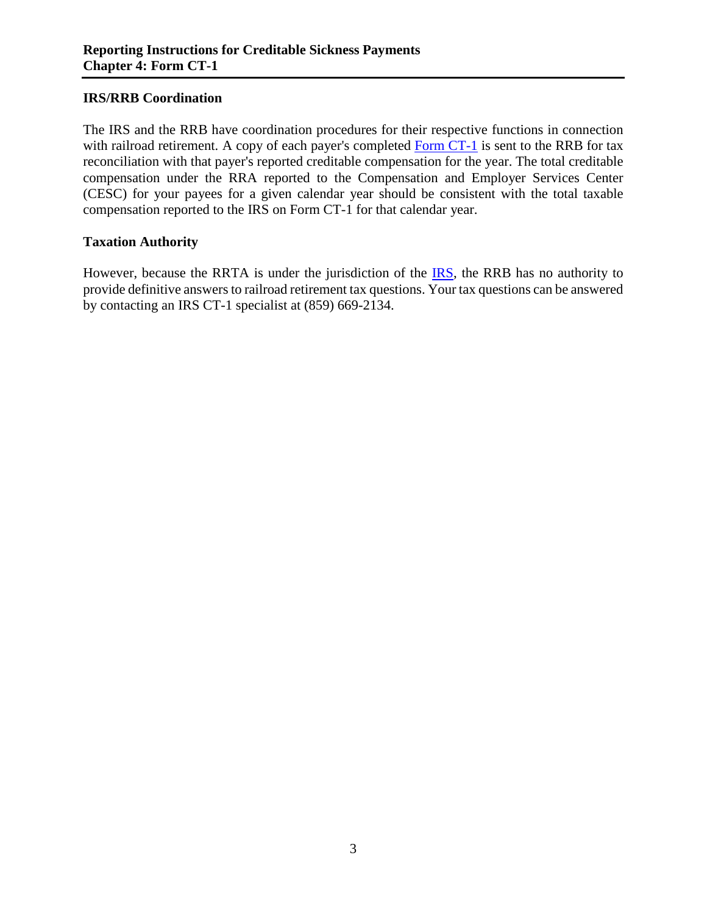## IRS/RRB Coordination

The IRS and the RRB have coordination procedures for their respective functions in connection with railroad retirement. A copy of each payer's completed Form CT-1 is sent to the RRB for tax reconciliation with that payer's reported creditable compensation for the year. The total creditable compensation under the RRA reported to the Compensation and Employer Services Center (CESC) for your payees for a given calendar year should be consistent with the total taxable compensation reported to the IRS on Form CT-1 for that calendar year.

## Taxation Authority

However, because the RRTA is under the jurisdiction of the IRS, the RRB has no authority to provide definitive answers to railroad retirement tax questions. Your tax questions can be answered by contacting an IRS CT-1 specialist at (859) 669-2134.